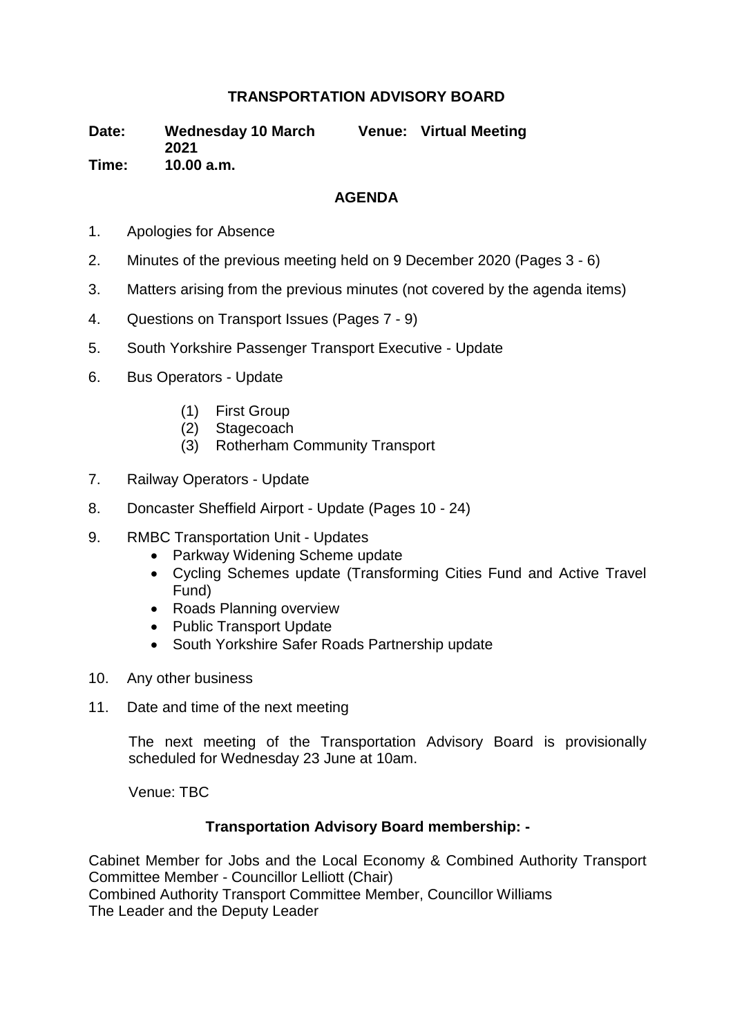# TRANSPORTATION ADVISORY BOARD

**Date:** **Wednesday 10 March 2021** **Venue:** **Virtual Meeting**
**Time:** **10.00 a.m.**

## AGENDA

1. Apologies for Absence
2. Minutes of the previous meeting held on 9 December 2020 (Pages 3 - 6)
3. Matters arising from the previous minutes (not covered by the agenda items)
4. Questions on Transport Issues (Pages 7 - 9)
5. South Yorkshire Passenger Transport Executive - Update
6. Bus Operators - Update
   (1) First Group
   (2) Stagecoach
   (3) Rotherham Community Transport
7. Railway Operators - Update
8. Doncaster Sheffield Airport - Update (Pages 10 - 24)
9. RMBC Transportation Unit - Updates
   - Parkway Widening Scheme update
   - Cycling Schemes update (Transforming Cities Fund and Active Travel Fund)
   - Roads Planning overview
   - Public Transport Update
   - South Yorkshire Safer Roads Partnership update
10. Any other business
11. Date and time of the next meeting

    The next meeting of the Transportation Advisory Board is provisionally scheduled for Wednesday 23 June at 10am.

    Venue: TBC

### Transportation Advisory Board membership: -

Cabinet Member for Jobs and the Local Economy & Combined Authority Transport Committee Member - Councillor Lelliott (Chair)
Combined Authority Transport Committee Member, Councillor Williams
The Leader and the Deputy Leader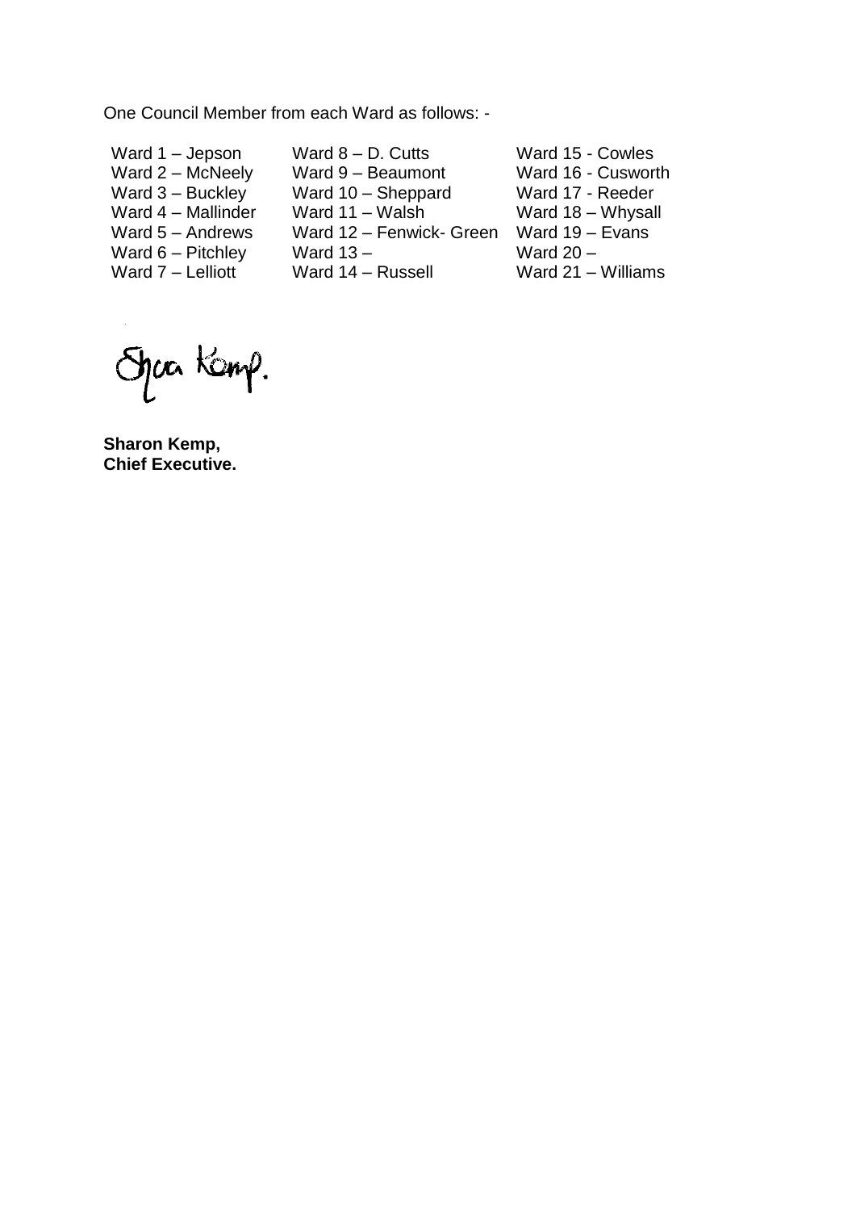One Council Member from each Ward as follows: -

| | | |
|---|---|---|
| Ward 1 – Jepson | Ward 8 – D. Cutts | Ward 15 - Cowles |
| Ward 2 – McNeely | Ward 9 – Beaumont | Ward 16 - Cusworth |
| Ward 3 – Buckley | Ward 10 – Sheppard | Ward 17 - Reeder |
| Ward 4 – Mallinder | Ward 11 – Walsh | Ward 18 – Whysall |
| Ward 5 – Andrews | Ward 12 – Fenwick- Green | Ward 19 – Evans |
| Ward 6 – Pitchley | Ward 13 – | Ward 20 – |
| Ward 7 – Lelliott | Ward 14 – Russell | Ward 21 – Williams |

**Sharon Kemp,**
**Chief Executive.**